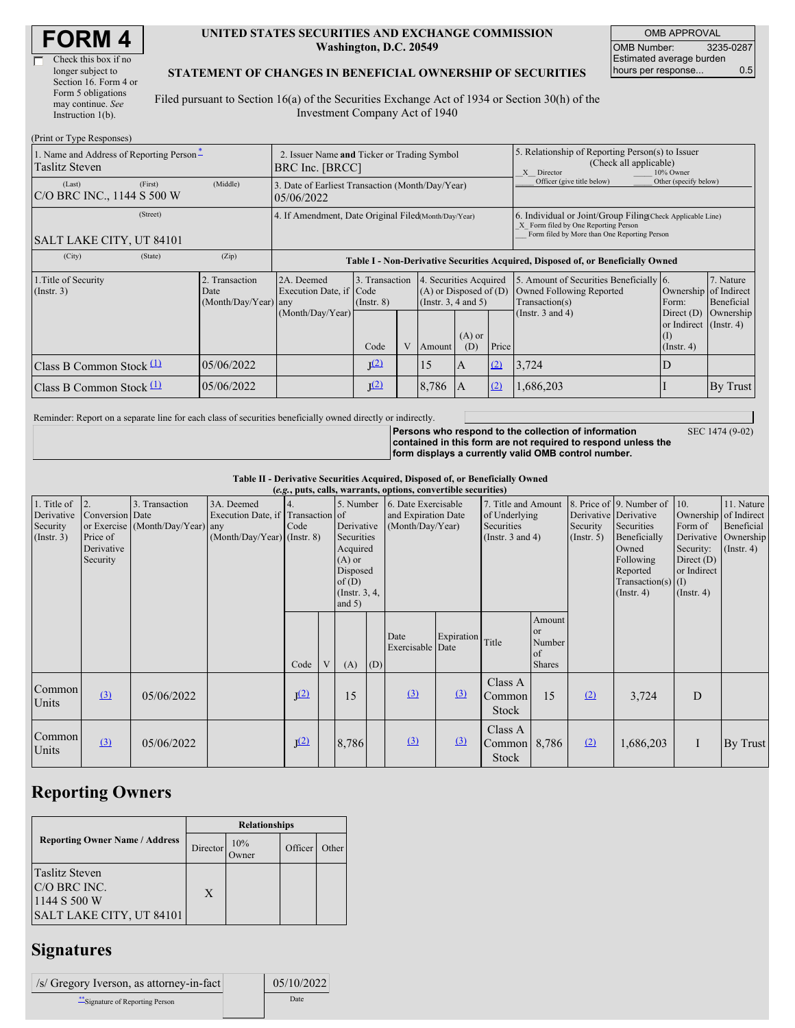# FORM 4

☐ Check this box if no longer subject to Section 16. Form 4 or Form 5 obligations may continue. *See* Instruction 1(b).

**UNITED STATES SECURITIES AND EXCHANGE COMMISSION**
**Washington, D.C. 20549**

**STATEMENT OF CHANGES IN BENEFICIAL OWNERSHIP OF SECURITIES**

Filed pursuant to Section 16(a) of the Securities Exchange Act of 1934 or Section 30(h) of the Investment Company Act of 1940

| OMB APPROVAL | |
|---|---|
| OMB Number: | 3235-0287 |
| Estimated average burden hours per response... | 0.5 |

(Print or Type Responses)

| | | |
|---|---|---|
| 1. Name and Address of Reporting Person* Taslitz Steven | 2. Issuer Name **and** Ticker or Trading Symbol BRC Inc. [BRCC] | 5. Relationship of Reporting Person(s) to Issuer (Check all applicable) _X_ Director ___ 10% Owner ___ Officer (give title below) ___ Other (specify below) |
| (Last) (First) (Middle) C/O BRC INC., 1144 S 500 W | 3. Date of Earliest Transaction (Month/Day/Year) 05/06/2022 | |
| (Street) SALT LAKE CITY, UT 84101 | 4. If Amendment, Date Original Filed (Month/Day/Year) | 6. Individual or Joint/Group Filing (Check Applicable Line) _X_ Form filed by One Reporting Person ___ Form filed by More than One Reporting Person |
| (City) (State) (Zip) | | |

**Table I - Non-Derivative Securities Acquired, Disposed of, or Beneficially Owned**

| 1.Title of Security (Instr. 3) | 2. Transaction Date (Month/Day/Year) | 2A. Deemed Execution Date, if any (Month/Day/Year) | 3. Transaction Code (Instr. 8) Code | V | 4. Securities Acquired (A) or Disposed of (D) (Instr. 3, 4 and 5) Amount | (A) or (D) | Price | 5. Amount of Securities Beneficially Owned Following Reported Transaction(s) (Instr. 3 and 4) | 6. Ownership Form: Direct (D) or Indirect (I) (Instr. 4) | 7. Nature of Indirect Beneficial Ownership (Instr. 4) |
|---|---|---|---|---|---|---|---|---|---|---|
| Class B Common Stock [(1)] | 05/06/2022 | | J[(2)] | | 15 | A | [(2)] | 3,724 | D | |
| Class B Common Stock [(1)] | 05/06/2022 | | J[(2)] | | 8,786 | A | [(2)] | 1,686,203 | I | By Trust |

Reminder: Report on a separate line for each class of securities beneficially owned directly or indirectly.

**Persons who respond to the collection of information contained in this form are not required to respond unless the form displays a currently valid OMB control number.** SEC 1474 (9-02)

**Table II - Derivative Securities Acquired, Disposed of, or Beneficially Owned**
***(e.g., puts, calls, warrants, options, convertible securities)***

| 1. Title of Derivative Security (Instr. 3) | 2. Conversion or Exercise Price of Derivative Security | 3. Transaction Date (Month/Day/Year) | 3A. Deemed Execution Date, if any (Month/Day/Year) | 4. Transaction Code (Instr. 8) Code | V | 5. Number of Derivative Securities Acquired (A) or Disposed of (D) (Instr. 3, 4, and 5) (A) | (D) | 6. Date Exercisable and Expiration Date (Month/Day/Year) Date Exercisable | Expiration Date | 7. Title and Amount of Underlying Securities (Instr. 3 and 4) Title | Amount or Number of Shares | 8. Price of Derivative Security (Instr. 5) | 9. Number of Derivative Securities Beneficially Owned Following Reported Transaction(s) (Instr. 4) | 10. Ownership Form of Derivative Security: Direct (D) or Indirect (I) (Instr. 4) | 11. Nature of Indirect Beneficial Ownership (Instr. 4) |
|---|---|---|---|---|---|---|---|---|---|---|---|---|---|---|---|
| Common Units | [(3)] | 05/06/2022 | | J[(2)] | | 15 | | [(3)] | [(3)] | Class A Common Stock | 15 | [(2)] | 3,724 | D | |
| Common Units | [(3)] | 05/06/2022 | | J[(2)] | | 8,786 | | [(3)] | [(3)] | Class A Common Stock | 8,786 | [(2)] | 1,686,203 | I | By Trust |

## Reporting Owners

| Reporting Owner Name / Address | Relationships | | | |
|---|---|---|---|---|
| | Director | 10% Owner | Officer | Other |
| Taslitz Steven C/O BRC INC. 1144 S 500 W SALT LAKE CITY, UT 84101 | X | | | |

## Signatures

| | |
|---|---|
| /s/ Gregory Iverson, as attorney-in-fact | 05/10/2022 |
| **Signature of Reporting Person | Date |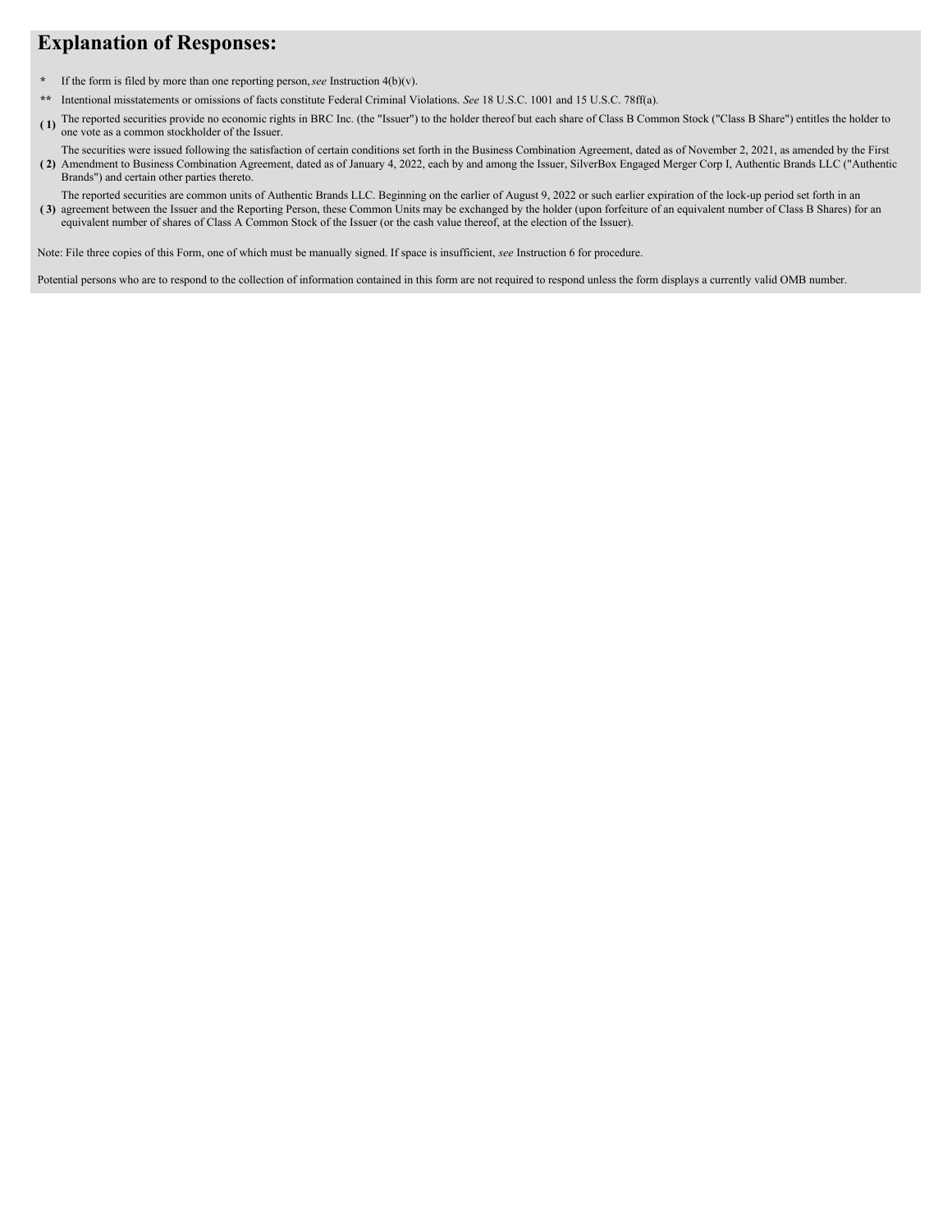## Explanation of Responses:

\* If the form is filed by more than one reporting person, *see* Instruction 4(b)(v).

\*\* Intentional misstatements or omissions of facts constitute Federal Criminal Violations. *See* 18 U.S.C. 1001 and 15 U.S.C. 78ff(a).

**( 1)** The reported securities provide no economic rights in BRC Inc. (the "Issuer") to the holder thereof but each share of Class B Common Stock ("Class B Share") entitles the holder to one vote as a common stockholder of the Issuer.

**( 2)** The securities were issued following the satisfaction of certain conditions set forth in the Business Combination Agreement, dated as of November 2, 2021, as amended by the First Amendment to Business Combination Agreement, dated as of January 4, 2022, each by and among the Issuer, SilverBox Engaged Merger Corp I, Authentic Brands LLC ("Authentic Brands") and certain other parties thereto.

**( 3)** The reported securities are common units of Authentic Brands LLC. Beginning on the earlier of August 9, 2022 or such earlier expiration of the lock-up period set forth in an agreement between the Issuer and the Reporting Person, these Common Units may be exchanged by the holder (upon forfeiture of an equivalent number of Class B Shares) for an equivalent number of shares of Class A Common Stock of the Issuer (or the cash value thereof, at the election of the Issuer).

Note: File three copies of this Form, one of which must be manually signed. If space is insufficient, *see* Instruction 6 for procedure.

Potential persons who are to respond to the collection of information contained in this form are not required to respond unless the form displays a currently valid OMB number.